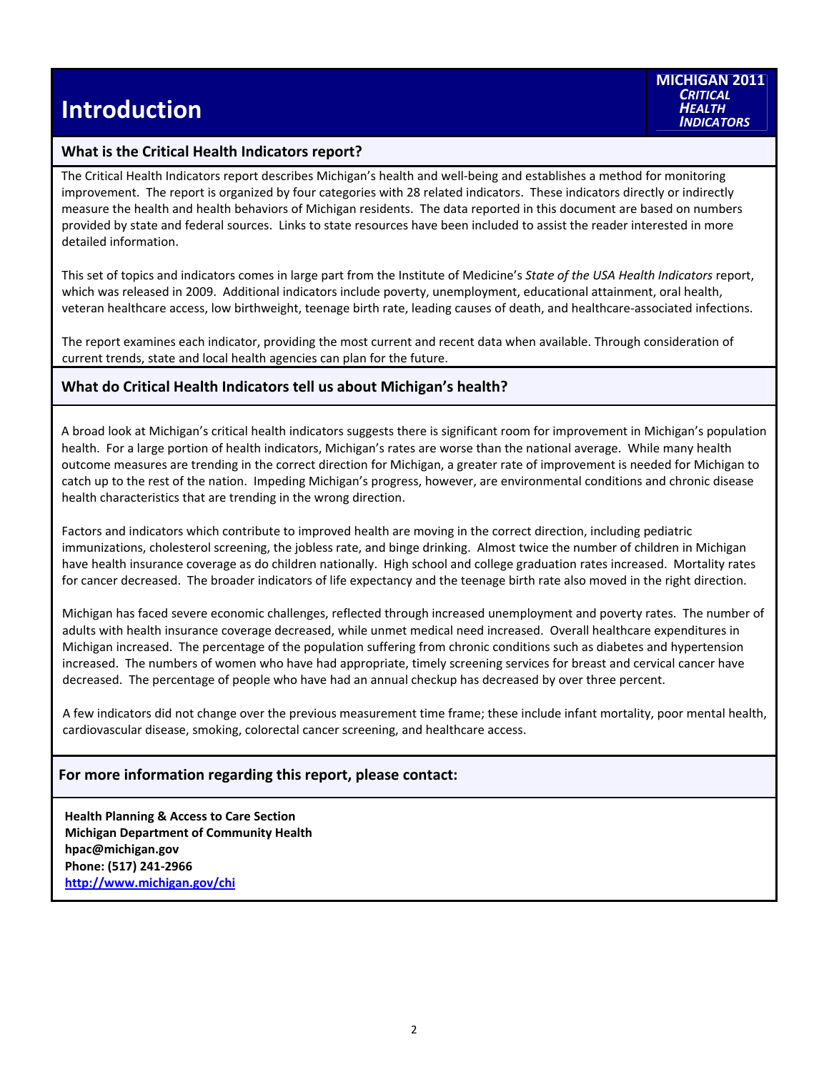# Introduction

**MICHIGAN 2011** ***CRITICAL HEALTH INDICATORS***

## What is the Critical Health Indicators report?

The Critical Health Indicators report describes Michigan's health and well-being and establishes a method for monitoring improvement. The report is organized by four categories with 28 related indicators. These indicators directly or indirectly measure the health and health behaviors of Michigan residents. The data reported in this document are based on numbers provided by state and federal sources. Links to state resources have been included to assist the reader interested in more detailed information.

This set of topics and indicators comes in large part from the Institute of Medicine's *State of the USA Health Indicators* report, which was released in 2009. Additional indicators include poverty, unemployment, educational attainment, oral health, veteran healthcare access, low birthweight, teenage birth rate, leading causes of death, and healthcare-associated infections.

The report examines each indicator, providing the most current and recent data when available. Through consideration of current trends, state and local health agencies can plan for the future.

## What do Critical Health Indicators tell us about Michigan's health?

A broad look at Michigan's critical health indicators suggests there is significant room for improvement in Michigan's population health. For a large portion of health indicators, Michigan's rates are worse than the national average. While many health outcome measures are trending in the correct direction for Michigan, a greater rate of improvement is needed for Michigan to catch up to the rest of the nation. Impeding Michigan's progress, however, are environmental conditions and chronic disease health characteristics that are trending in the wrong direction.

Factors and indicators which contribute to improved health are moving in the correct direction, including pediatric immunizations, cholesterol screening, the jobless rate, and binge drinking. Almost twice the number of children in Michigan have health insurance coverage as do children nationally. High school and college graduation rates increased. Mortality rates for cancer decreased. The broader indicators of life expectancy and the teenage birth rate also moved in the right direction.

Michigan has faced severe economic challenges, reflected through increased unemployment and poverty rates. The number of adults with health insurance coverage decreased, while unmet medical need increased. Overall healthcare expenditures in Michigan increased. The percentage of the population suffering from chronic conditions such as diabetes and hypertension increased. The numbers of women who have had appropriate, timely screening services for breast and cervical cancer have decreased. The percentage of people who have had an annual checkup has decreased by over three percent.

A few indicators did not change over the previous measurement time frame; these include infant mortality, poor mental health, cardiovascular disease, smoking, colorectal cancer screening, and healthcare access.

## For more information regarding this report, please contact:

**Health Planning & Access to Care Section**
**Michigan Department of Community Health**
**hpac@michigan.gov**
**Phone: (517) 241-2966**
**http://www.michigan.gov/chi**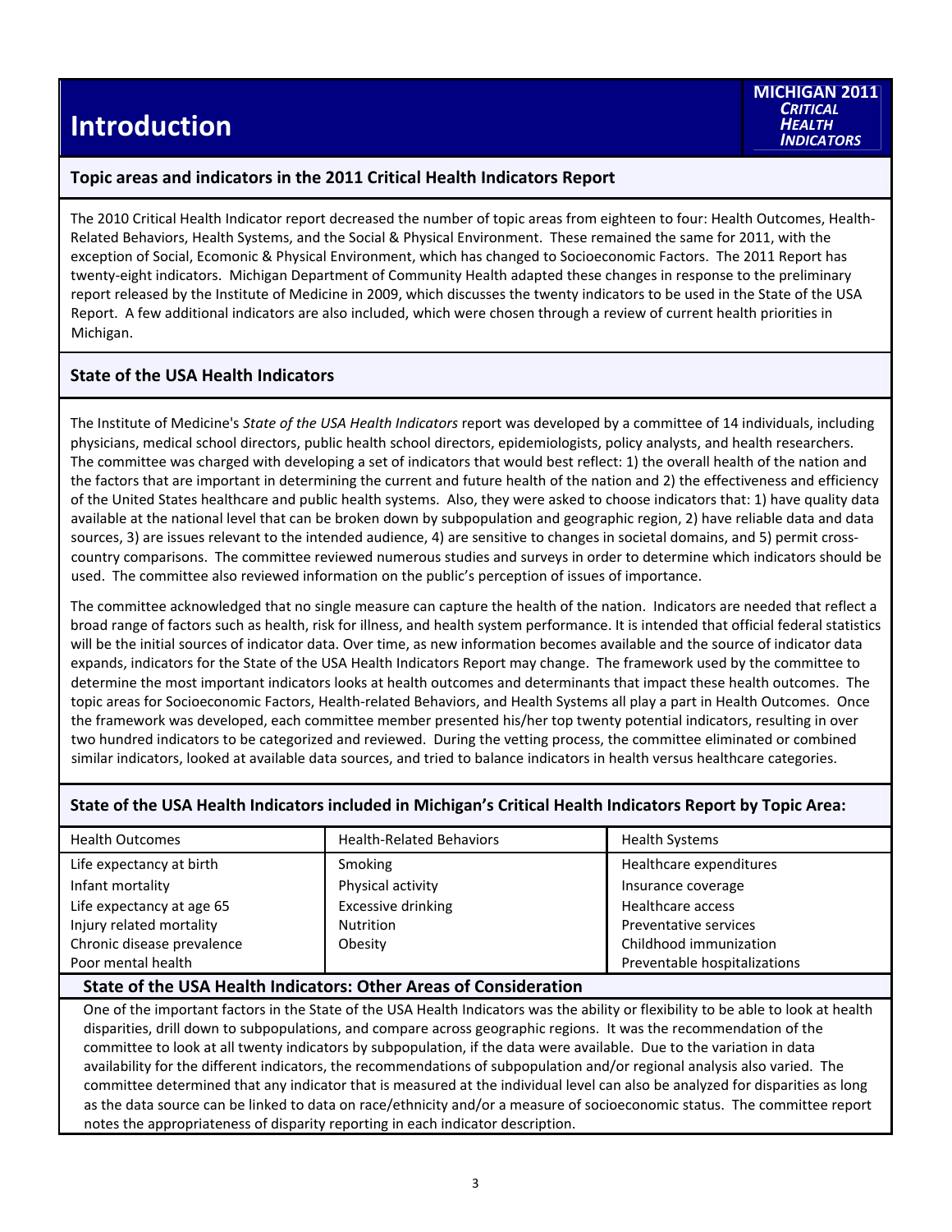# Introduction

MICHIGAN 2011 *CRITICAL HEALTH INDICATORS*

## Topic areas and indicators in the 2011 Critical Health Indicators Report

The 2010 Critical Health Indicator report decreased the number of topic areas from eighteen to four: Health Outcomes, Health-Related Behaviors, Health Systems, and the Social & Physical Environment. These remained the same for 2011, with the exception of Social, Ecomonic & Physical Environment, which has changed to Socioeconomic Factors. The 2011 Report has twenty-eight indicators. Michigan Department of Community Health adapted these changes in response to the preliminary report released by the Institute of Medicine in 2009, which discusses the twenty indicators to be used in the State of the USA Report. A few additional indicators are also included, which were chosen through a review of current health priorities in Michigan.

## State of the USA Health Indicators

The Institute of Medicine's *State of the USA Health Indicators* report was developed by a committee of 14 individuals, including physicians, medical school directors, public health school directors, epidemiologists, policy analysts, and health researchers. The committee was charged with developing a set of indicators that would best reflect: 1) the overall health of the nation and the factors that are important in determining the current and future health of the nation and 2) the effectiveness and efficiency of the United States healthcare and public health systems. Also, they were asked to choose indicators that: 1) have quality data available at the national level that can be broken down by subpopulation and geographic region, 2) have reliable data and data sources, 3) are issues relevant to the intended audience, 4) are sensitive to changes in societal domains, and 5) permit cross-country comparisons. The committee reviewed numerous studies and surveys in order to determine which indicators should be used. The committee also reviewed information on the public's perception of issues of importance.

The committee acknowledged that no single measure can capture the health of the nation. Indicators are needed that reflect a broad range of factors such as health, risk for illness, and health system performance. It is intended that official federal statistics will be the initial sources of indicator data. Over time, as new information becomes available and the source of indicator data expands, indicators for the State of the USA Health Indicators Report may change. The framework used by the committee to determine the most important indicators looks at health outcomes and determinants that impact these health outcomes. The topic areas for Socioeconomic Factors, Health-related Behaviors, and Health Systems all play a part in Health Outcomes. Once the framework was developed, each committee member presented his/her top twenty potential indicators, resulting in over two hundred indicators to be categorized and reviewed. During the vetting process, the committee eliminated or combined similar indicators, looked at available data sources, and tried to balance indicators in health versus healthcare categories.

## State of the USA Health Indicators included in Michigan's Critical Health Indicators Report by Topic Area:

| Health Outcomes | Health-Related Behaviors | Health Systems |
|---|---|---|
| Life expectancy at birth | Smoking | Healthcare expenditures |
| Infant mortality | Physical activity | Insurance coverage |
| Life expectancy at age 65 | Excessive drinking | Healthcare access |
| Injury related mortality | Nutrition | Preventative services |
| Chronic disease prevalence | Obesity | Childhood immunization |
| Poor mental health | | Preventable hospitalizations |

## State of the USA Health Indicators: Other Areas of Consideration

One of the important factors in the State of the USA Health Indicators was the ability or flexibility to be able to look at health disparities, drill down to subpopulations, and compare across geographic regions. It was the recommendation of the committee to look at all twenty indicators by subpopulation, if the data were available. Due to the variation in data availability for the different indicators, the recommendations of subpopulation and/or regional analysis also varied. The committee determined that any indicator that is measured at the individual level can also be analyzed for disparities as long as the data source can be linked to data on race/ethnicity and/or a measure of socioeconomic status. The committee report notes the appropriateness of disparity reporting in each indicator description.